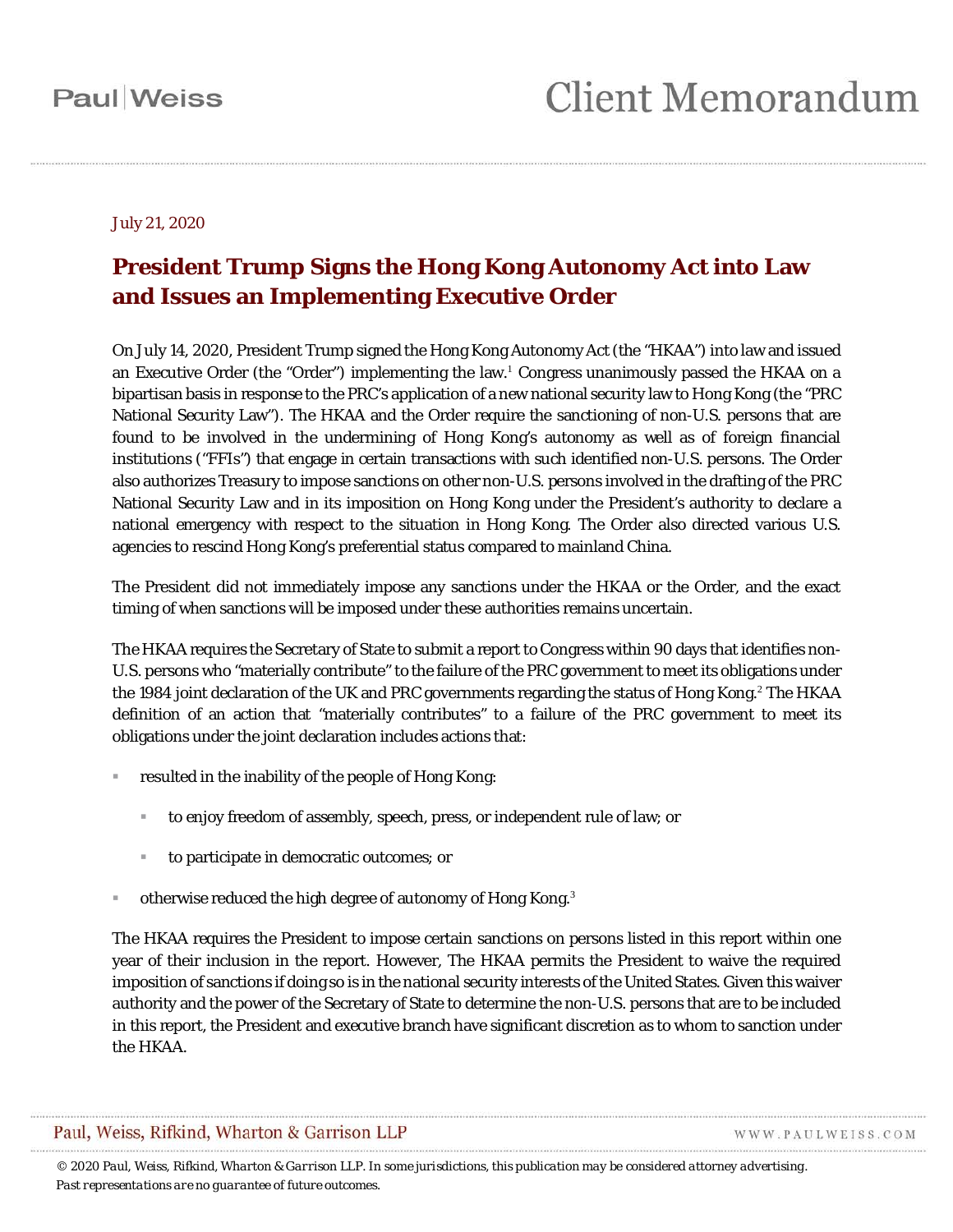July 21, 2020

# President Trump Signs the Hong Kong Autonomy Act into Law and Issues an Implementing Executive Order

On July 14, 2020, President Trump signed the Hong Kong Autonomy Act (the "HKAA") into law and issued an Executive Order (the "Order") implementing the law.[1] Congress unanimously passed the HKAA on a bipartisan basis in response to the PRC's application of a new national security law to Hong Kong (the "PRC National Security Law"). The HKAA and the Order require the sanctioning of non-U.S. persons that are found to be involved in the undermining of Hong Kong's autonomy as well as of foreign financial institutions ("FFIs") that engage in certain transactions with such identified non-U.S. persons. The Order also authorizes Treasury to impose sanctions on other non-U.S. persons involved in the drafting of the PRC National Security Law and in its imposition on Hong Kong under the President's authority to declare a national emergency with respect to the situation in Hong Kong. The Order also directed various U.S. agencies to rescind Hong Kong's preferential status compared to mainland China.

The President did not immediately impose any sanctions under the HKAA or the Order, and the exact timing of when sanctions will be imposed under these authorities remains uncertain.

The HKAA requires the Secretary of State to submit a report to Congress within 90 days that identifies non-U.S. persons who "materially contribute" to the failure of the PRC government to meet its obligations under the 1984 joint declaration of the UK and PRC governments regarding the status of Hong Kong.[2] The HKAA definition of an action that "materially contributes" to a failure of the PRC government to meet its obligations under the joint declaration includes actions that:

- resulted in the inability of the people of Hong Kong:
  - to enjoy freedom of assembly, speech, press, or independent rule of law; or
  - to participate in democratic outcomes; or
- otherwise reduced the high degree of autonomy of Hong Kong.[3]

The HKAA requires the President to impose certain sanctions on persons listed in this report within one year of their inclusion in the report. However, The HKAA permits the President to waive the required imposition of sanctions if doing so is in the national security interests of the United States. Given this waiver authority and the power of the Secretary of State to determine the non-U.S. persons that are to be included in this report, the President and executive branch have significant discretion as to whom to sanction under the HKAA.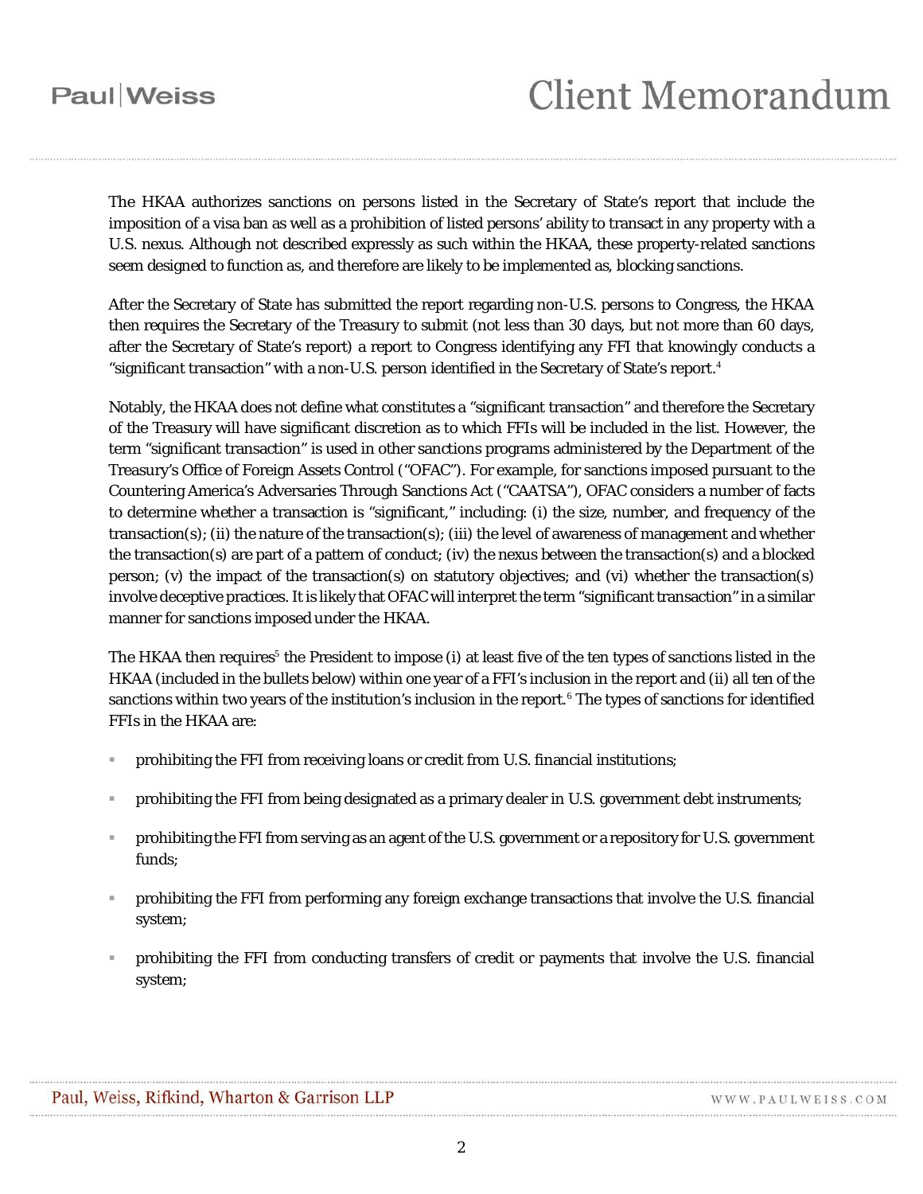The HKAA authorizes sanctions on persons listed in the Secretary of State's report that include the imposition of a visa ban as well as a prohibition of listed persons' ability to transact in any property with a U.S. nexus. Although not described expressly as such within the HKAA, these property-related sanctions seem designed to function as, and therefore are likely to be implemented as, blocking sanctions.

After the Secretary of State has submitted the report regarding non-U.S. persons to Congress, the HKAA then requires the Secretary of the Treasury to submit (not less than 30 days, but not more than 60 days, after the Secretary of State's report) a report to Congress identifying any FFI that knowingly conducts a "significant transaction" with a non-U.S. person identified in the Secretary of State's report.[4]

Notably, the HKAA does not define what constitutes a "significant transaction" and therefore the Secretary of the Treasury will have significant discretion as to which FFIs will be included in the list. However, the term "significant transaction" is used in other sanctions programs administered by the Department of the Treasury's Office of Foreign Assets Control ("OFAC"). For example, for sanctions imposed pursuant to the Countering America's Adversaries Through Sanctions Act ("CAATSA"), OFAC considers a number of facts to determine whether a transaction is "significant," including: (i) the size, number, and frequency of the transaction(s); (ii) the nature of the transaction(s); (iii) the level of awareness of management and whether the transaction(s) are part of a pattern of conduct; (iv) the nexus between the transaction(s) and a blocked person; (v) the impact of the transaction(s) on statutory objectives; and (vi) whether the transaction(s) involve deceptive practices. It is likely that OFAC will interpret the term "significant transaction" in a similar manner for sanctions imposed under the HKAA.

The HKAA then requires[5] the President to impose (i) at least five of the ten types of sanctions listed in the HKAA (included in the bullets below) within one year of a FFI's inclusion in the report and (ii) all ten of the sanctions within two years of the institution's inclusion in the report.[6] The types of sanctions for identified FFIs in the HKAA are:

- prohibiting the FFI from receiving loans or credit from U.S. financial institutions;
- prohibiting the FFI from being designated as a primary dealer in U.S. government debt instruments;
- prohibiting the FFI from serving as an agent of the U.S. government or a repository for U.S. government funds;
- prohibiting the FFI from performing any foreign exchange transactions that involve the U.S. financial system;
- prohibiting the FFI from conducting transfers of credit or payments that involve the U.S. financial system;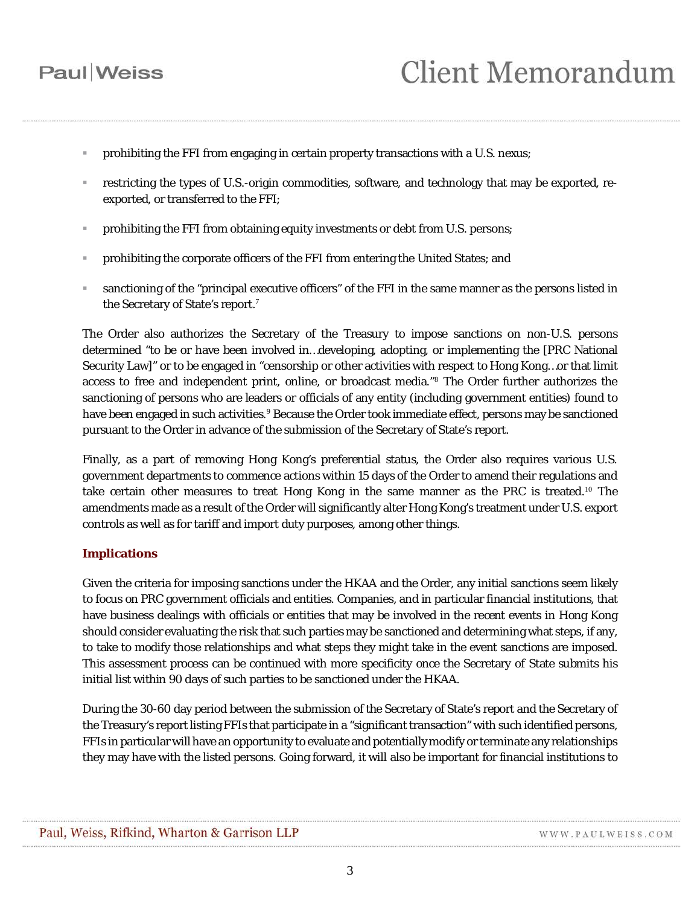- prohibiting the FFI from engaging in certain property transactions with a U.S. nexus;
- restricting the types of U.S.-origin commodities, software, and technology that may be exported, re-exported, or transferred to the FFI;
- prohibiting the FFI from obtaining equity investments or debt from U.S. persons;
- prohibiting the corporate officers of the FFI from entering the United States; and
- sanctioning of the "principal executive officers" of the FFI in the same manner as the persons listed in the Secretary of State's report.[7]

The Order also authorizes the Secretary of the Treasury to impose sanctions on non-U.S. persons determined "to be or have been involved in…developing, adopting, or implementing the [PRC National Security Law]" or to be engaged in "censorship or other activities with respect to Hong Kong…or that limit access to free and independent print, online, or broadcast media."[8] The Order further authorizes the sanctioning of persons who are leaders or officials of any entity (including government entities) found to have been engaged in such activities.[9] Because the Order took immediate effect, persons may be sanctioned pursuant to the Order in advance of the submission of the Secretary of State's report.

Finally, as a part of removing Hong Kong's preferential status, the Order also requires various U.S. government departments to commence actions within 15 days of the Order to amend their regulations and take certain other measures to treat Hong Kong in the same manner as the PRC is treated.[10] The amendments made as a result of the Order will significantly alter Hong Kong's treatment under U.S. export controls as well as for tariff and import duty purposes, among other things.

### Implications

Given the criteria for imposing sanctions under the HKAA and the Order, any initial sanctions seem likely to focus on PRC government officials and entities. Companies, and in particular financial institutions, that have business dealings with officials or entities that may be involved in the recent events in Hong Kong should consider evaluating the risk that such parties may be sanctioned and determining what steps, if any, to take to modify those relationships and what steps they might take in the event sanctions are imposed. This assessment process can be continued with more specificity once the Secretary of State submits his initial list within 90 days of such parties to be sanctioned under the HKAA.

During the 30-60 day period between the submission of the Secretary of State's report and the Secretary of the Treasury's report listing FFIs that participate in a "significant transaction" with such identified persons, FFIs in particular will have an opportunity to evaluate and potentially modify or terminate any relationships they may have with the listed persons. Going forward, it will also be important for financial institutions to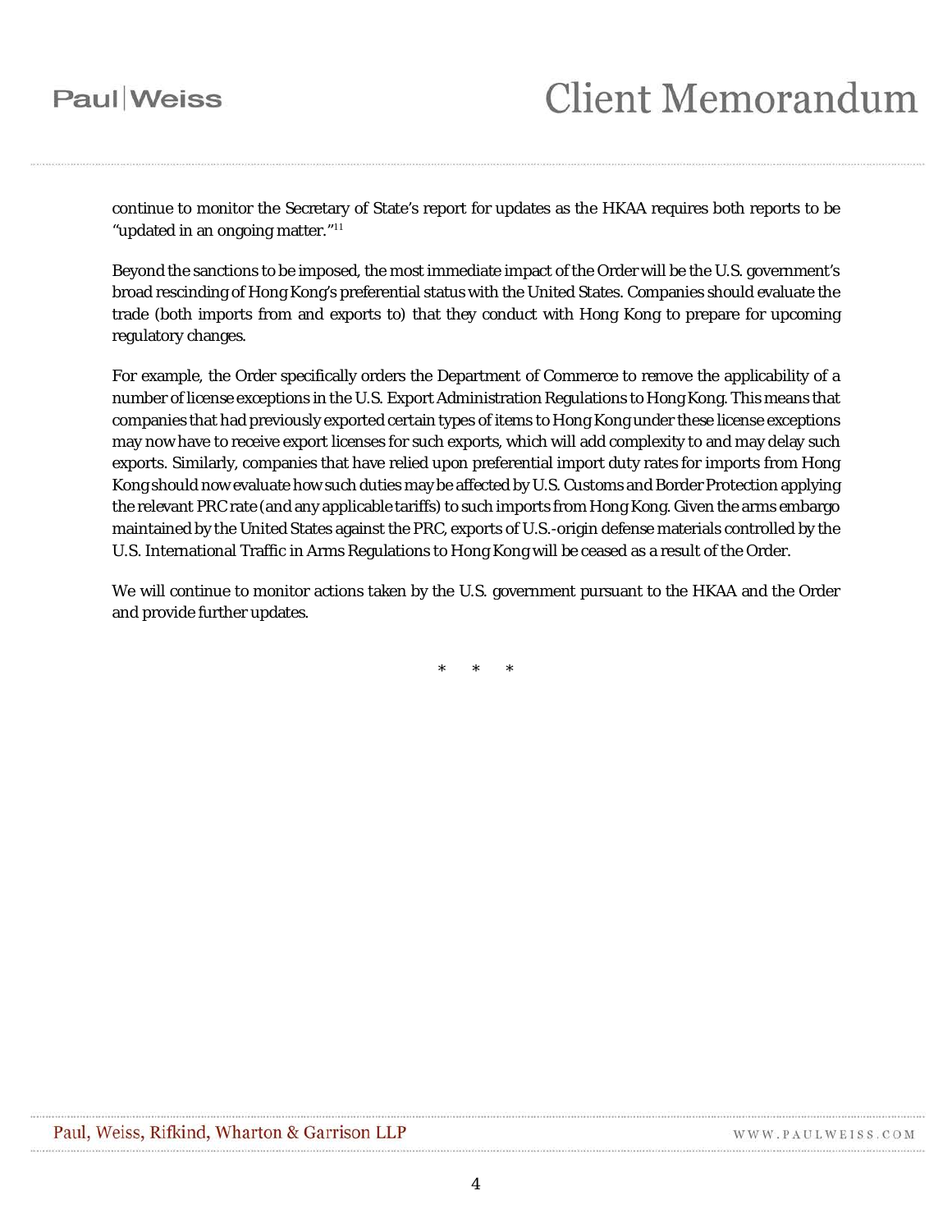continue to monitor the Secretary of State's report for updates as the HKAA requires both reports to be "updated in an ongoing matter."[11]

Beyond the sanctions to be imposed, the most immediate impact of the Order will be the U.S. government's broad rescinding of Hong Kong's preferential status with the United States. Companies should evaluate the trade (both imports from and exports to) that they conduct with Hong Kong to prepare for upcoming regulatory changes.

For example, the Order specifically orders the Department of Commerce to remove the applicability of a number of license exceptions in the U.S. Export Administration Regulations to Hong Kong. This means that companies that had previously exported certain types of items to Hong Kong under these license exceptions may now have to receive export licenses for such exports, which will add complexity to and may delay such exports. Similarly, companies that have relied upon preferential import duty rates for imports from Hong Kong should now evaluate how such duties may be affected by U.S. Customs and Border Protection applying the relevant PRC rate (and any applicable tariffs) to such imports from Hong Kong. Given the arms embargo maintained by the United States against the PRC, exports of U.S.-origin defense materials controlled by the U.S. International Traffic in Arms Regulations to Hong Kong will be ceased as a result of the Order.

We will continue to monitor actions taken by the U.S. government pursuant to the HKAA and the Order and provide further updates.

\* \* \*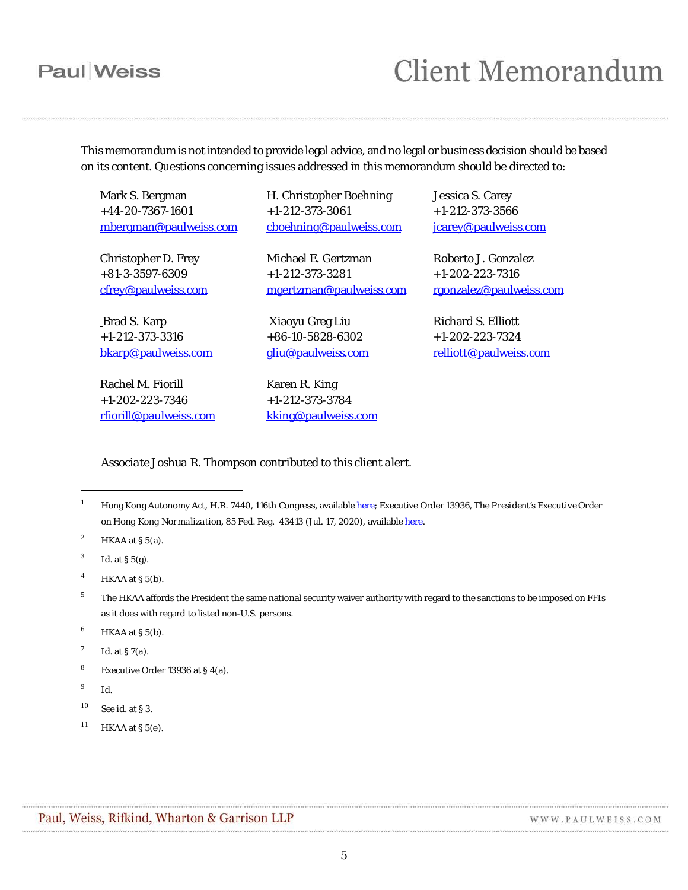This memorandum is not intended to provide legal advice, and no legal or business decision should be based on its content. Questions concerning issues addressed in this memorandum should be directed to:

Mark S. Bergman
+44-20-7367-1601
[mbergman@paulweiss.com](mailto:mbergman@paulweiss.com)

H. Christopher Boehning
+1-212-373-3061
[cboehning@paulweiss.com](mailto:cboehning@paulweiss.com)

Jessica S. Carey
+1-212-373-3566
[jcarey@paulweiss.com](mailto:jcarey@paulweiss.com)

Christopher D. Frey
+81-3-3597-6309
[cfrey@paulweiss.com](mailto:cfrey@paulweiss.com)

Michael E. Gertzman
+1-212-373-3281
[mgertzman@paulweiss.com](mailto:mgertzman@paulweiss.com)

Roberto J. Gonzalez
+1-202-223-7316
[rgonzalez@paulweiss.com](mailto:rgonzalez@paulweiss.com)

Brad S. Karp
+1-212-373-3316
[bkarp@paulweiss.com](mailto:bkarp@paulweiss.com)

Xiaoyu Greg Liu
+86-10-5828-6302
[gliu@paulweiss.com](mailto:gliu@paulweiss.com)

Richard S. Elliott
+1-202-223-7324
[relliott@paulweiss.com](mailto:relliott@paulweiss.com)

Rachel M. Fiorill
+1-202-223-7346
[rfiorill@paulweiss.com](mailto:rfiorill@paulweiss.com)

Karen R. King
+1-212-373-3784
[kking@paulweiss.com](mailto:kking@paulweiss.com)

*Associate Joshua R. Thompson contributed to this client alert.*

---

[1] Hong Kong Autonomy Act, H.R. 7440, 116th Congress, available here; Executive Order 13936, *The President's Executive Order on Hong Kong Normalization*, 85 Fed. Reg. 43413 (Jul. 17, 2020), available here.

[2] HKAA at § 5(a).

[3] *Id.* at § 5(g).

[4] HKAA at § 5(b).

[5] The HKAA affords the President the same national security waiver authority with regard to the sanctions to be imposed on FFIs as it does with regard to listed non-U.S. persons.

[6] HKAA at § 5(b).

[7] *Id.* at § 7(a).

[8] Executive Order 13936 at § 4(a).

[9] *Id.*

[10] *See id.* at § 3.

[11] HKAA at § 5(e).